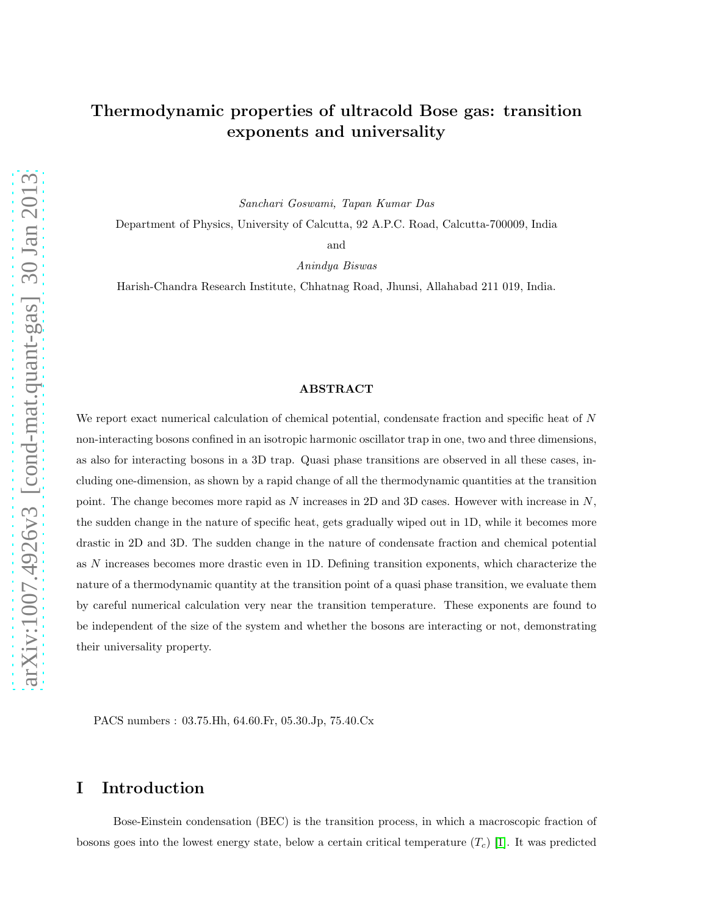# Thermodynamic properties of ultracold Bose gas: transition exponents and universality

*Sanchari Goswami, Tapan Kumar Das*

Department of Physics, University of Calcutta, 92 A.P.C. Road, Calcutta-700009, India

and

*Anindya Biswas*

Harish-Chandra Research Institute, Chhatnag Road, Jhunsi, Allahabad 211 019, India.

### ABSTRACT

We report exact numerical calculation of chemical potential, condensate fraction and specific heat of $N$ non-interacting bosons confined in an isotropic harmonic oscillator trap in one, two and three dimensions, as also for interacting bosons in a 3D trap. Quasi phase transitions are observed in all these cases, including one-dimension, as shown by a rapid change of all the thermodynamic quantities at the transition point. The change becomes more rapid as $N$ increases in 2D and 3D cases. However with increase in $N$, the sudden change in the nature of specific heat, gets gradually wiped out in 1D, while it becomes more drastic in 2D and 3D. The sudden change in the nature of condensate fraction and chemical potential as $N$ increases becomes more drastic even in 1D. Defining transition exponents, which characterize the nature of a thermodynamic quantity at the transition point of a quasi phase transition, we evaluate them by careful numerical calculation very near the transition temperature. These exponents are found to be independent of the size of the system and whether the bosons are interacting or not, demonstrating their universality property.

PACS numbers : 03.75.Hh, 64.60.Fr, 05.30.Jp, 75.40.Cx

## I Introduction

Bose-Einstein condensation (BEC) is the transition process, in which a macroscopic fraction of bosons goes into the lowest energy state, below a certain critical temperature ($T_c$) [1]. It was predicted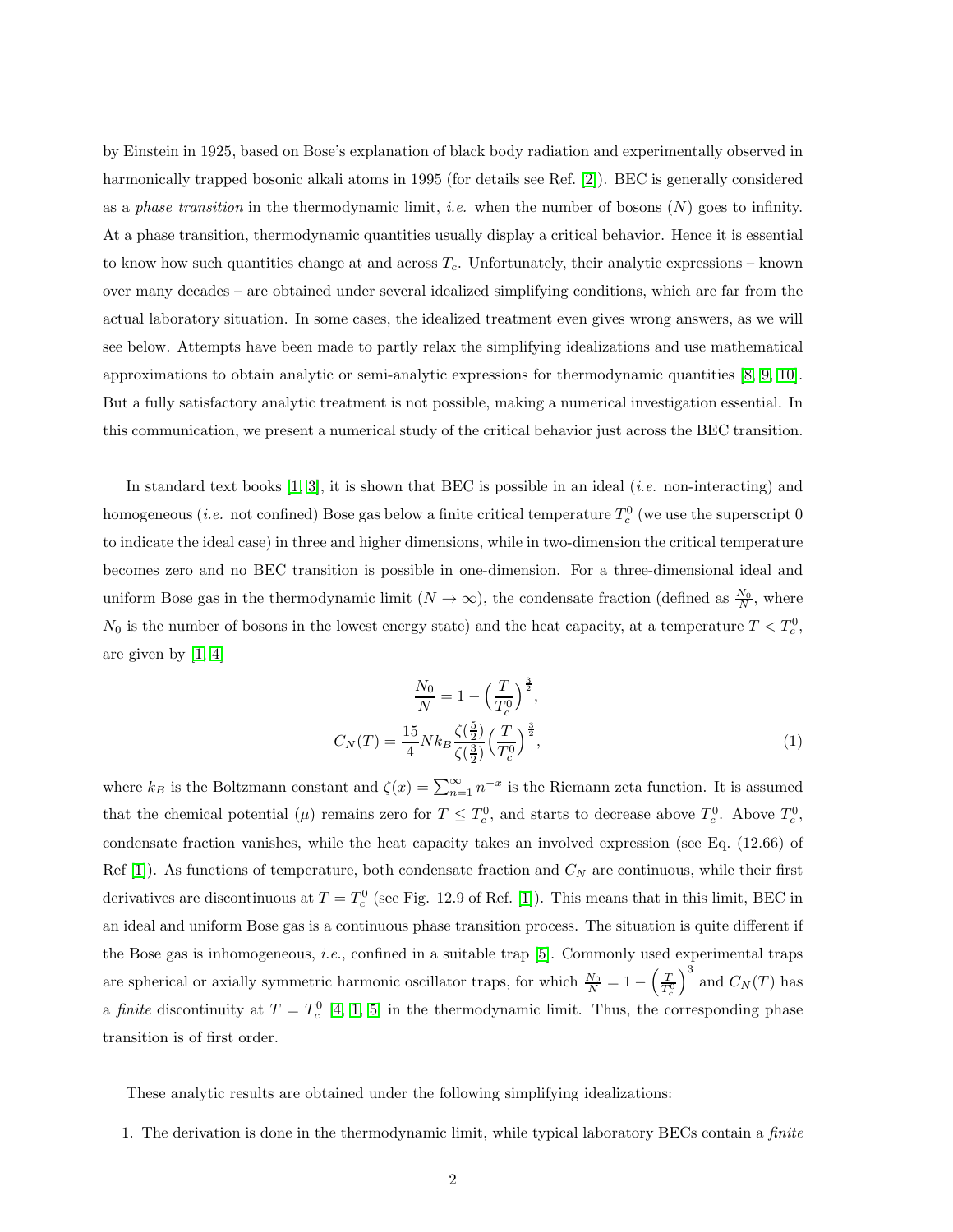by Einstein in 1925, based on Bose's explanation of black body radiation and experimentally observed in harmonically trapped bosonic alkali atoms in 1995 (for details see Ref. [2]). BEC is generally considered as a *phase transition* in the thermodynamic limit, *i.e.* when the number of bosons ($N$) goes to infinity. At a phase transition, thermodynamic quantities usually display a critical behavior. Hence it is essential to know how such quantities change at and across $T_c$. Unfortunately, their analytic expressions – known over many decades – are obtained under several idealized simplifying conditions, which are far from the actual laboratory situation. In some cases, the idealized treatment even gives wrong answers, as we will see below. Attempts have been made to partly relax the simplifying idealizations and use mathematical approximations to obtain analytic or semi-analytic expressions for thermodynamic quantities [8, 9, 10]. But a fully satisfactory analytic treatment is not possible, making a numerical investigation essential. In this communication, we present a numerical study of the critical behavior just across the BEC transition.

In standard text books [1, 3], it is shown that BEC is possible in an ideal (*i.e.* non-interacting) and homogeneous (*i.e.* not confined) Bose gas below a finite critical temperature $T_c^0$ (we use the superscript 0 to indicate the ideal case) in three and higher dimensions, while in two-dimension the critical temperature becomes zero and no BEC transition is possible in one-dimension. For a three-dimensional ideal and uniform Bose gas in the thermodynamic limit ($N \to \infty$), the condensate fraction (defined as $\frac{N_0}{N}$, where $N_0$ is the number of bosons in the lowest energy state) and the heat capacity, at a temperature $T < T_c^0$, are given by [1, 4]

$$
\begin{aligned}
\frac{N_0}{N} &= 1 - \Big(\frac{T}{T_c^0}\Big)^{\frac{3}{2}}, \\
C_N(T) &= \frac{15}{4} N k_B \frac{\zeta(\frac{5}{2})}{\zeta(\frac{3}{2})}\Big(\frac{T}{T_c^0}\Big)^{\frac{3}{2}},
\end{aligned}
\tag{1}
$$

where $k_B$ is the Boltzmann constant and $\zeta(x) = \sum_{n=1}^{\infty} n^{-x}$ is the Riemann zeta function. It is assumed that the chemical potential ($\mu$) remains zero for $T \leq T_c^0$, and starts to decrease above $T_c^0$. Above $T_c^0$, condensate fraction vanishes, while the heat capacity takes an involved expression (see Eq. (12.66) of Ref [1]). As functions of temperature, both condensate fraction and $C_N$ are continuous, while their first derivatives are discontinuous at $T = T_c^0$ (see Fig. 12.9 of Ref. [1]). This means that in this limit, BEC in an ideal and uniform Bose gas is a continuous phase transition process. The situation is quite different if the Bose gas is inhomogeneous, *i.e.*, confined in a suitable trap [5]. Commonly used experimental traps are spherical or axially symmetric harmonic oscillator traps, for which $\frac{N_0}{N} = 1 - \left(\frac{T}{T_c^0}\right)^3$ and $C_N(T)$ has a *finite* discontinuity at $T = T_c^0$ [4, 1, 5] in the thermodynamic limit. Thus, the corresponding phase transition is of first order.

These analytic results are obtained under the following simplifying idealizations:

1. The derivation is done in the thermodynamic limit, while typical laboratory BECs contain a *finite*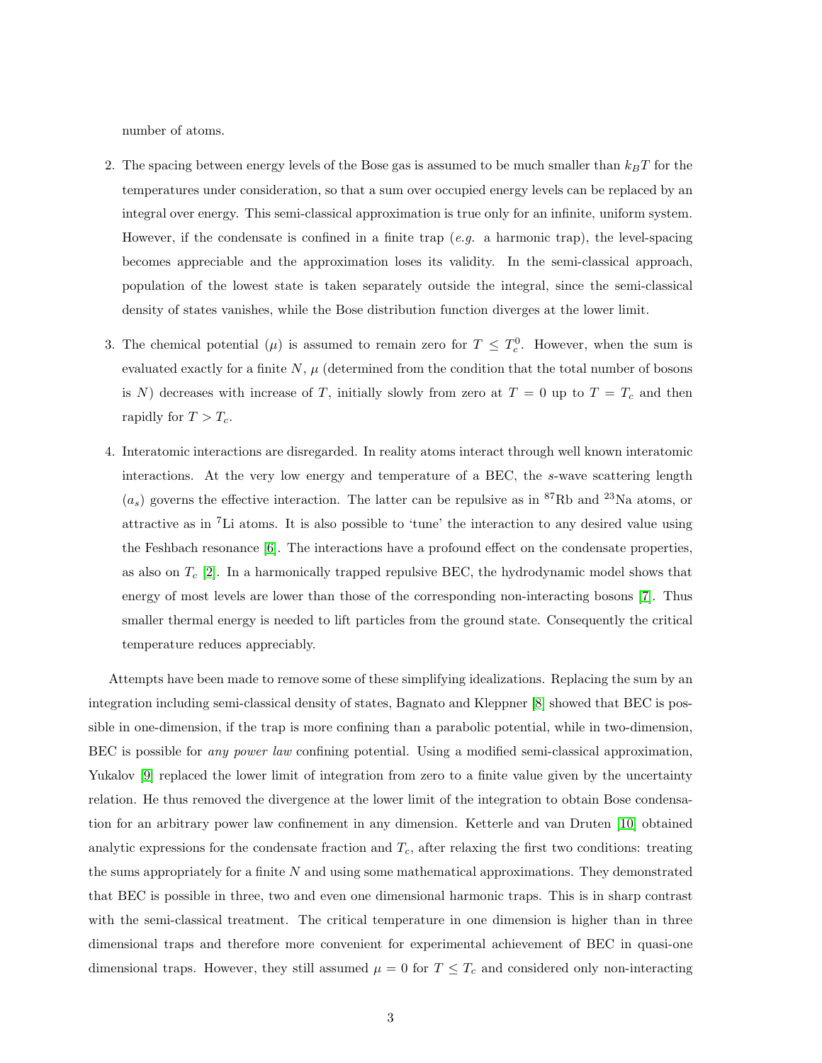number of atoms.

2. The spacing between energy levels of the Bose gas is assumed to be much smaller than $k_BT$ for the temperatures under consideration, so that a sum over occupied energy levels can be replaced by an integral over energy. This semi-classical approximation is true only for an infinite, uniform system. However, if the condensate is confined in a finite trap (*e.g.* a harmonic trap), the level-spacing becomes appreciable and the approximation loses its validity. In the semi-classical approach, population of the lowest state is taken separately outside the integral, since the semi-classical density of states vanishes, while the Bose distribution function diverges at the lower limit.

3. The chemical potential ($\mu$) is assumed to remain zero for $T \leq T_c^0$. However, when the sum is evaluated exactly for a finite $N$, $\mu$ (determined from the condition that the total number of bosons is $N$) decreases with increase of $T$, initially slowly from zero at $T = 0$ up to $T = T_c$ and then rapidly for $T > T_c$.

4. Interatomic interactions are disregarded. In reality atoms interact through well known interatomic interactions. At the very low energy and temperature of a BEC, the $s$-wave scattering length ($a_s$) governs the effective interaction. The latter can be repulsive as in $^{87}$Rb and $^{23}$Na atoms, or attractive as in $^{7}$Li atoms. It is also possible to 'tune' the interaction to any desired value using the Feshbach resonance [6]. The interactions have a profound effect on the condensate properties, as also on $T_c$ [2]. In a harmonically trapped repulsive BEC, the hydrodynamic model shows that energy of most levels are lower than those of the corresponding non-interacting bosons [7]. Thus smaller thermal energy is needed to lift particles from the ground state. Consequently the critical temperature reduces appreciably.

Attempts have been made to remove some of these simplifying idealizations. Replacing the sum by an integration including semi-classical density of states, Bagnato and Kleppner [8] showed that BEC is possible in one-dimension, if the trap is more confining than a parabolic potential, while in two-dimension, BEC is possible for *any power law* confining potential. Using a modified semi-classical approximation, Yukalov [9] replaced the lower limit of integration from zero to a finite value given by the uncertainty relation. He thus removed the divergence at the lower limit of the integration to obtain Bose condensation for an arbitrary power law confinement in any dimension. Ketterle and van Druten [10] obtained analytic expressions for the condensate fraction and $T_c$, after relaxing the first two conditions: treating the sums appropriately for a finite $N$ and using some mathematical approximations. They demonstrated that BEC is possible in three, two and even one dimensional harmonic traps. This is in sharp contrast with the semi-classical treatment. The critical temperature in one dimension is higher than in three dimensional traps and therefore more convenient for experimental achievement of BEC in quasi-one dimensional traps. However, they still assumed $\mu = 0$ for $T \leq T_c$ and considered only non-interacting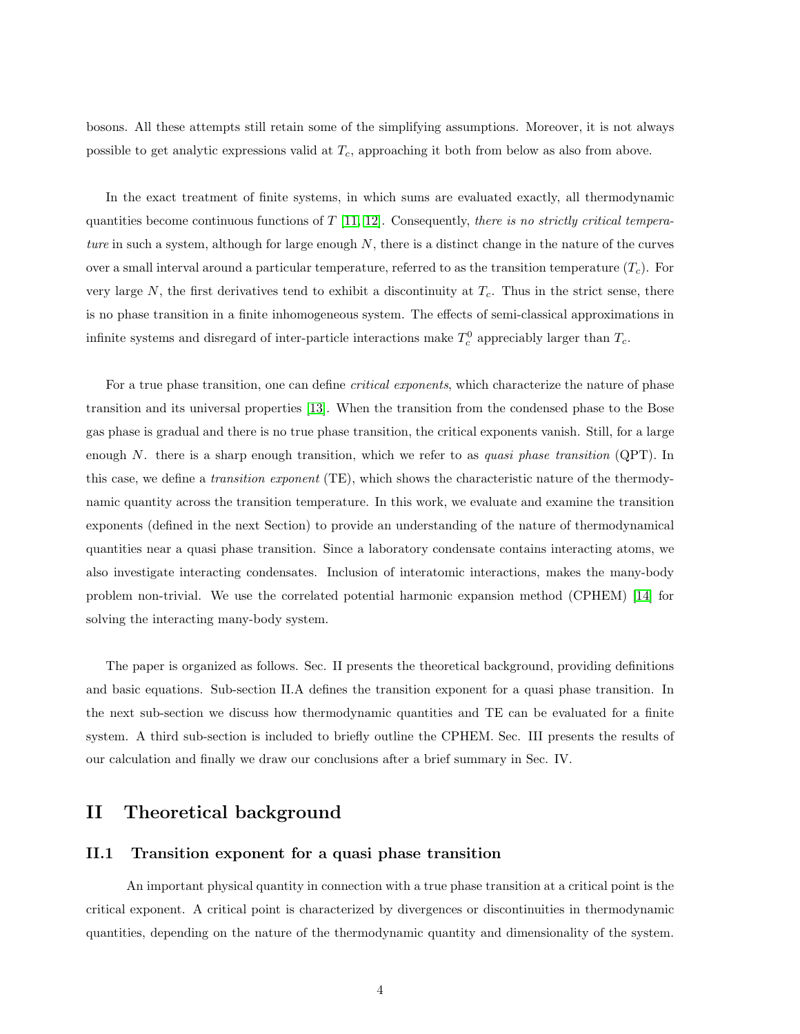bosons. All these attempts still retain some of the simplifying assumptions. Moreover, it is not always possible to get analytic expressions valid at $T_c$, approaching it both from below as also from above.

In the exact treatment of finite systems, in which sums are evaluated exactly, all thermodynamic quantities become continuous functions of $T$ [11, 12]. Consequently, *there is no strictly critical temperature* in such a system, although for large enough $N$, there is a distinct change in the nature of the curves over a small interval around a particular temperature, referred to as the transition temperature ($T_c$). For very large $N$, the first derivatives tend to exhibit a discontinuity at $T_c$. Thus in the strict sense, there is no phase transition in a finite inhomogeneous system. The effects of semi-classical approximations in infinite systems and disregard of inter-particle interactions make $T_c^0$ appreciably larger than $T_c$.

For a true phase transition, one can define *critical exponents*, which characterize the nature of phase transition and its universal properties [13]. When the transition from the condensed phase to the Bose gas phase is gradual and there is no true phase transition, the critical exponents vanish. Still, for a large enough $N$. there is a sharp enough transition, which we refer to as *quasi phase transition* (QPT). In this case, we define a *transition exponent* (TE), which shows the characteristic nature of the thermodynamic quantity across the transition temperature. In this work, we evaluate and examine the transition exponents (defined in the next Section) to provide an understanding of the nature of thermodynamical quantities near a quasi phase transition. Since a laboratory condensate contains interacting atoms, we also investigate interacting condensates. Inclusion of interatomic interactions, makes the many-body problem non-trivial. We use the correlated potential harmonic expansion method (CPHEM) [14] for solving the interacting many-body system.

The paper is organized as follows. Sec. II presents the theoretical background, providing definitions and basic equations. Sub-section II.A defines the transition exponent for a quasi phase transition. In the next sub-section we discuss how thermodynamic quantities and TE can be evaluated for a finite system. A third sub-section is included to briefly outline the CPHEM. Sec. III presents the results of our calculation and finally we draw our conclusions after a brief summary in Sec. IV.

# II Theoretical background

## II.1 Transition exponent for a quasi phase transition

An important physical quantity in connection with a true phase transition at a critical point is the critical exponent. A critical point is characterized by divergences or discontinuities in thermodynamic quantities, depending on the nature of the thermodynamic quantity and dimensionality of the system.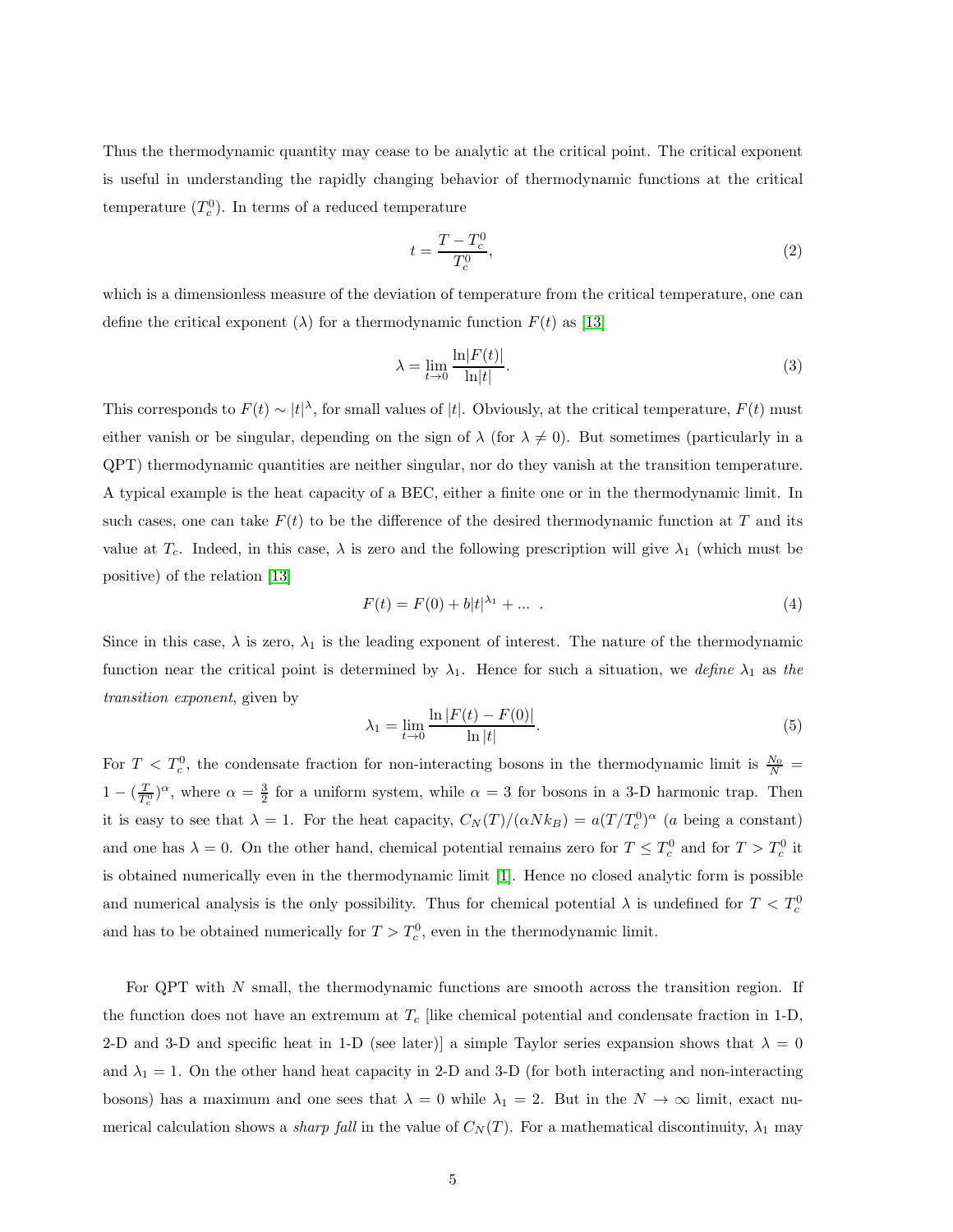Thus the thermodynamic quantity may cease to be analytic at the critical point. The critical exponent is useful in understanding the rapidly changing behavior of thermodynamic functions at the critical temperature ($T_c^0$). In terms of a reduced temperature

$$t = \frac{T - T_c^0}{T_c^0}, \tag{2}$$

which is a dimensionless measure of the deviation of temperature from the critical temperature, one can define the critical exponent ($\lambda$) for a thermodynamic function $F(t)$ as [13]

$$\lambda = \lim_{t \to 0} \frac{\ln|F(t)|}{\ln|t|}. \tag{3}$$

This corresponds to $F(t) \sim |t|^\lambda$, for small values of $|t|$. Obviously, at the critical temperature, $F(t)$ must either vanish or be singular, depending on the sign of $\lambda$ (for $\lambda \neq 0$). But sometimes (particularly in a QPT) thermodynamic quantities are neither singular, nor do they vanish at the transition temperature. A typical example is the heat capacity of a BEC, either a finite one or in the thermodynamic limit. In such cases, one can take $F(t)$ to be the difference of the desired thermodynamic function at $T$ and its value at $T_c$. Indeed, in this case, $\lambda$ is zero and the following prescription will give $\lambda_1$ (which must be positive) of the relation [13]

$$F(t) = F(0) + b|t|^{\lambda_1} + \ldots \ . \tag{4}$$

Since in this case, $\lambda$ is zero, $\lambda_1$ is the leading exponent of interest. The nature of the thermodynamic function near the critical point is determined by $\lambda_1$. Hence for such a situation, we *define* $\lambda_1$ as *the transition exponent*, given by

$$\lambda_1 = \lim_{t \to 0} \frac{\ln|F(t) - F(0)|}{\ln|t|}. \tag{5}$$

For $T < T_c^0$, the condensate fraction for non-interacting bosons in the thermodynamic limit is $\frac{N_0}{N} = 1 - (\frac{T}{T_c^0})^\alpha$, where $\alpha = \frac{3}{2}$ for a uniform system, while $\alpha = 3$ for bosons in a 3-D harmonic trap. Then it is easy to see that $\lambda = 1$. For the heat capacity, $C_N(T)/(\alpha N k_B) = a(T/T_c^0)^\alpha$ ($a$ being a constant) and one has $\lambda = 0$. On the other hand, chemical potential remains zero for $T \leq T_c^0$ and for $T > T_c^0$ it is obtained numerically even in the thermodynamic limit [1]. Hence no closed analytic form is possible and numerical analysis is the only possibility. Thus for chemical potential $\lambda$ is undefined for $T < T_c^0$ and has to be obtained numerically for $T > T_c^0$, even in the thermodynamic limit.

For QPT with $N$ small, the thermodynamic functions are smooth across the transition region. If the function does not have an extremum at $T_c$ [like chemical potential and condensate fraction in 1-D, 2-D and 3-D and specific heat in 1-D (see later)] a simple Taylor series expansion shows that $\lambda = 0$ and $\lambda_1 = 1$. On the other hand heat capacity in 2-D and 3-D (for both interacting and non-interacting bosons) has a maximum and one sees that $\lambda = 0$ while $\lambda_1 = 2$. But in the $N \to \infty$ limit, exact numerical calculation shows a *sharp fall* in the value of $C_N(T)$. For a mathematical discontinuity, $\lambda_1$ may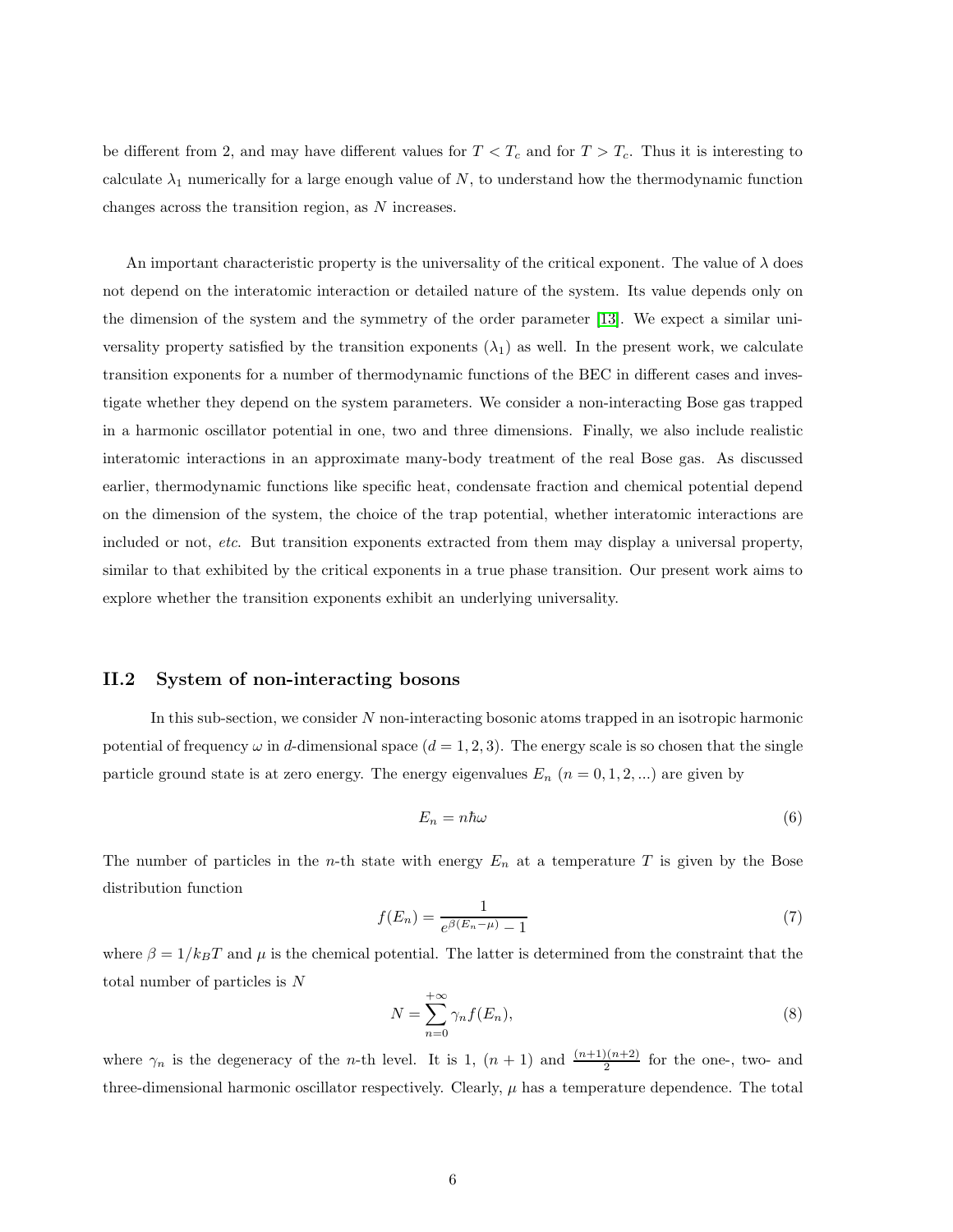be different from 2, and may have different values for $T < T_c$ and for $T > T_c$. Thus it is interesting to calculate $\lambda_1$ numerically for a large enough value of $N$, to understand how the thermodynamic function changes across the transition region, as $N$ increases.

An important characteristic property is the universality of the critical exponent. The value of $\lambda$ does not depend on the interatomic interaction or detailed nature of the system. Its value depends only on the dimension of the system and the symmetry of the order parameter [13]. We expect a similar universality property satisfied by the transition exponents ($\lambda_1$) as well. In the present work, we calculate transition exponents for a number of thermodynamic functions of the BEC in different cases and investigate whether they depend on the system parameters. We consider a non-interacting Bose gas trapped in a harmonic oscillator potential in one, two and three dimensions. Finally, we also include realistic interatomic interactions in an approximate many-body treatment of the real Bose gas. As discussed earlier, thermodynamic functions like specific heat, condensate fraction and chemical potential depend on the dimension of the system, the choice of the trap potential, whether interatomic interactions are included or not, *etc.* But transition exponents extracted from them may display a universal property, similar to that exhibited by the critical exponents in a true phase transition. Our present work aims to explore whether the transition exponents exhibit an underlying universality.

## II.2 System of non-interacting bosons

In this sub-section, we consider $N$ non-interacting bosonic atoms trapped in an isotropic harmonic potential of frequency $\omega$ in $d$-dimensional space ($d = 1, 2, 3$). The energy scale is so chosen that the single particle ground state is at zero energy. The energy eigenvalues $E_n$ ($n = 0, 1, 2, ...$) are given by

$$E_n = n\hbar\omega \tag{6}$$

The number of particles in the $n$-th state with energy $E_n$ at a temperature $T$ is given by the Bose distribution function

$$f(E_n) = \frac{1}{e^{\beta(E_n-\mu)} - 1} \tag{7}$$

where $\beta = 1/k_BT$ and $\mu$ is the chemical potential. The latter is determined from the constraint that the total number of particles is $N$

$$N = \sum_{n=0}^{+\infty} \gamma_n f(E_n), \tag{8}$$

where $\gamma_n$ is the degeneracy of the $n$-th level. It is 1, $(n + 1)$ and $\frac{(n+1)(n+2)}{2}$ for the one-, two- and three-dimensional harmonic oscillator respectively. Clearly, $\mu$ has a temperature dependence. The total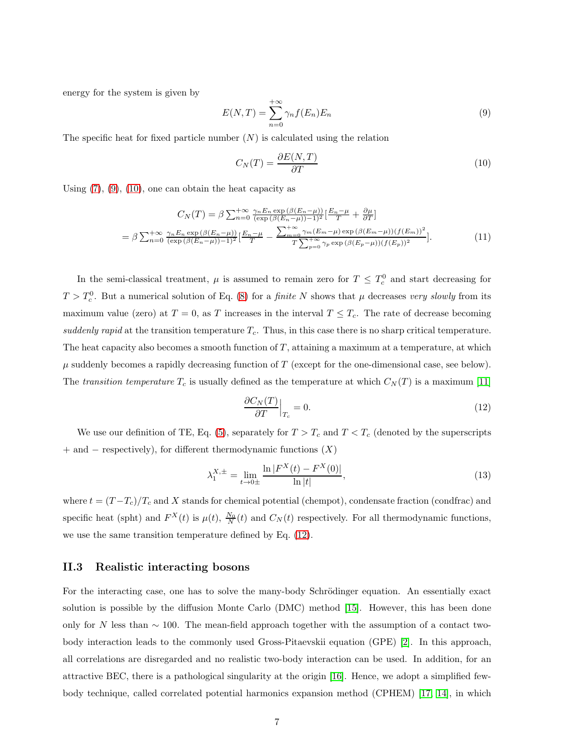energy for the system is given by

$$E(N,T) = \sum_{n=0}^{+\infty} \gamma_n f(E_n) E_n \tag{9}$$

The specific heat for fixed particle number ($N$) is calculated using the relation

$$C_N(T) = \frac{\partial E(N,T)}{\partial T} \tag{10}$$

Using (7), (9), (10), one can obtain the heat capacity as

$$\begin{aligned} C_N(T) &= \beta \sum_{n=0}^{+\infty} \frac{\gamma_n E_n \exp\left(\beta(E_n-\mu)\right)}{(\exp\left(\beta(E_n-\mu)\right)-1)^2}\left[\frac{E_n-\mu}{T} + \frac{\partial \mu}{\partial T}\right] \\ &= \beta \sum_{n=0}^{+\infty} \frac{\gamma_n E_n \exp\left(\beta(E_n-\mu)\right)}{(\exp\left(\beta(E_n-\mu)\right)-1)^2}\left[\frac{E_n-\mu}{T} - \frac{\sum_{m=0}^{+\infty}\gamma_m (E_m-\mu)\exp\left(\beta(E_m-\mu)\right)(f(E_m))^2}{T\sum_{p=0}^{+\infty}\gamma_p \exp\left(\beta(E_p-\mu)\right)(f(E_p))^2}\right]. \end{aligned} \tag{11}$$

In the semi-classical treatment, $\mu$ is assumed to remain zero for $T \leq T_c^0$ and start decreasing for $T > T_c^0$. But a numerical solution of Eq. (8) for a *finite* $N$ shows that $\mu$ decreases *very slowly* from its maximum value (zero) at $T = 0$, as $T$ increases in the interval $T \leq T_c$. The rate of decrease becoming *suddenly rapid* at the transition temperature $T_c$. Thus, in this case there is no sharp critical temperature. The heat capacity also becomes a smooth function of $T$, attaining a maximum at a temperature, at which $\mu$ suddenly becomes a rapidly decreasing function of $T$ (except for the one-dimensional case, see below). The *transition temperature* $T_c$ is usually defined as the temperature at which $C_N(T)$ is a maximum [11]

$$\frac{\partial C_N(T)}{\partial T}\Big|_{T_c} = 0. \tag{12}$$

We use our definition of TE, Eq. (5), separately for $T > T_c$ and $T < T_c$ (denoted by the superscripts $+$ and $-$ respectively), for different thermodynamic functions ($X$)

$$\lambda_1^{X,\pm} = \lim_{t\to 0\pm} \frac{\ln|F^X(t) - F^X(0)|}{\ln|t|}, \tag{13}$$

where $t = (T - T_c)/T_c$ and $X$ stands for chemical potential (chempot), condensate fraction (condfrac) and specific heat (spht) and $F^X(t)$ is $\mu(t)$, $\frac{N_0}{N}(t)$ and $C_N(t)$ respectively. For all thermodynamic functions, we use the same transition temperature defined by Eq. (12).

### II.3 Realistic interacting bosons

For the interacting case, one has to solve the many-body Schrödinger equation. An essentially exact solution is possible by the diffusion Monte Carlo (DMC) method [15]. However, this has been done only for $N$ less than $\sim 100$. The mean-field approach together with the assumption of a contact two-body interaction leads to the commonly used Gross-Pitaevskii equation (GPE) [2]. In this approach, all correlations are disregarded and no realistic two-body interaction can be used. In addition, for an attractive BEC, there is a pathological singularity at the origin [16]. Hence, we adopt a simplified few-body technique, called correlated potential harmonics expansion method (CPHEM) [17, 14], in which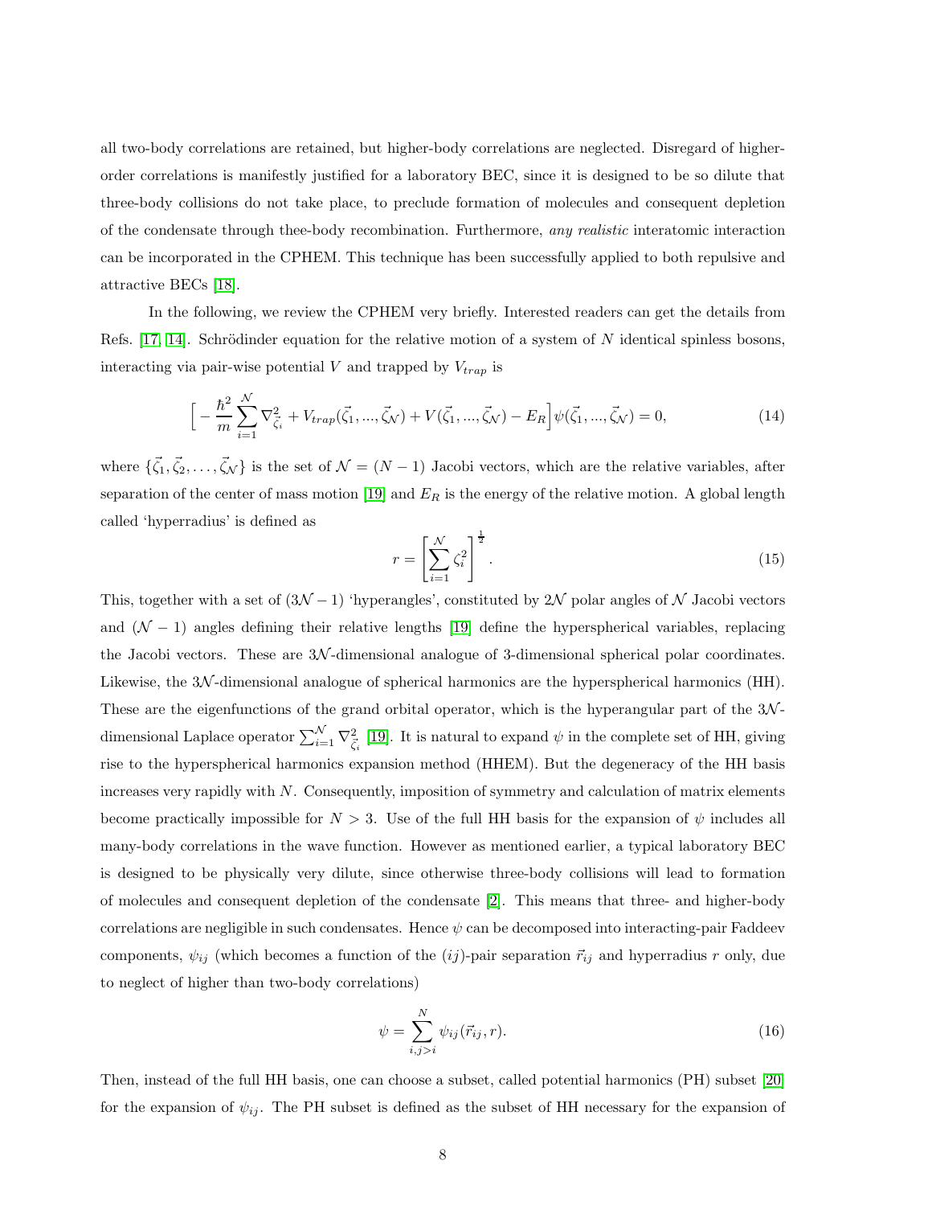all two-body correlations are retained, but higher-body correlations are neglected. Disregard of higher-order correlations is manifestly justified for a laboratory BEC, since it is designed to be so dilute that three-body collisions do not take place, to preclude formation of molecules and consequent depletion of the condensate through thee-body recombination. Furthermore, *any realistic* interatomic interaction can be incorporated in the CPHEM. This technique has been successfully applied to both repulsive and attractive BECs [18].

In the following, we review the CPHEM very briefly. Interested readers can get the details from Refs. [17, 14]. Schrödinder equation for the relative motion of a system of $N$ identical spinless bosons, interacting via pair-wise potential $V$ and trapped by $V_{trap}$ is

$$\Big[-\frac{\hbar^2}{m}\sum_{i=1}^{\mathcal{N}}\nabla^2_{\vec{\zeta}_i}+V_{trap}(\vec{\zeta}_1,...,\vec{\zeta}_{\mathcal{N}})+V(\vec{\zeta}_1,...,\vec{\zeta}_{\mathcal{N}})-E_R\Big]\psi(\vec{\zeta}_1,...,\vec{\zeta}_{\mathcal{N}})=0, \tag{14}$$

where $\{\vec{\zeta}_1,\vec{\zeta}_2,\ldots,\vec{\zeta}_{\mathcal{N}}\}$ is the set of $\mathcal{N}=(N-1)$ Jacobi vectors, which are the relative variables, after separation of the center of mass motion [19] and $E_R$ is the energy of the relative motion. A global length called 'hyperradius' is defined as

$$r=\left[\sum_{i=1}^{\mathcal{N}}\zeta_i^2\right]^{\frac{1}{2}}. \tag{15}$$

This, together with a set of $(3\mathcal{N}-1)$ 'hyperangles', constituted by $2\mathcal{N}$ polar angles of $\mathcal{N}$ Jacobi vectors and $(\mathcal{N}-1)$ angles defining their relative lengths [19] define the hyperspherical variables, replacing the Jacobi vectors. These are $3\mathcal{N}$-dimensional analogue of 3-dimensional spherical polar coordinates. Likewise, the $3\mathcal{N}$-dimensional analogue of spherical harmonics are the hyperspherical harmonics (HH). These are the eigenfunctions of the grand orbital operator, which is the hyperangular part of the $3\mathcal{N}$-dimensional Laplace operator $\sum_{i=1}^{\mathcal{N}}\nabla^2_{\vec{\zeta}_i}$ [19]. It is natural to expand $\psi$ in the complete set of HH, giving rise to the hyperspherical harmonics expansion method (HHEM). But the degeneracy of the HH basis increases very rapidly with $N$. Consequently, imposition of symmetry and calculation of matrix elements become practically impossible for $N>3$. Use of the full HH basis for the expansion of $\psi$ includes all many-body correlations in the wave function. However as mentioned earlier, a typical laboratory BEC is designed to be physically very dilute, since otherwise three-body collisions will lead to formation of molecules and consequent depletion of the condensate [2]. This means that three- and higher-body correlations are negligible in such condensates. Hence $\psi$ can be decomposed into interacting-pair Faddeev components, $\psi_{ij}$ (which becomes a function of the $(ij)$-pair separation $\vec{r}_{ij}$ and hyperradius $r$ only, due to neglect of higher than two-body correlations)

$$\psi=\sum_{i,j>i}^{N}\psi_{ij}(\vec{r}_{ij},r). \tag{16}$$

Then, instead of the full HH basis, one can choose a subset, called potential harmonics (PH) subset [20] for the expansion of $\psi_{ij}$. The PH subset is defined as the subset of HH necessary for the expansion of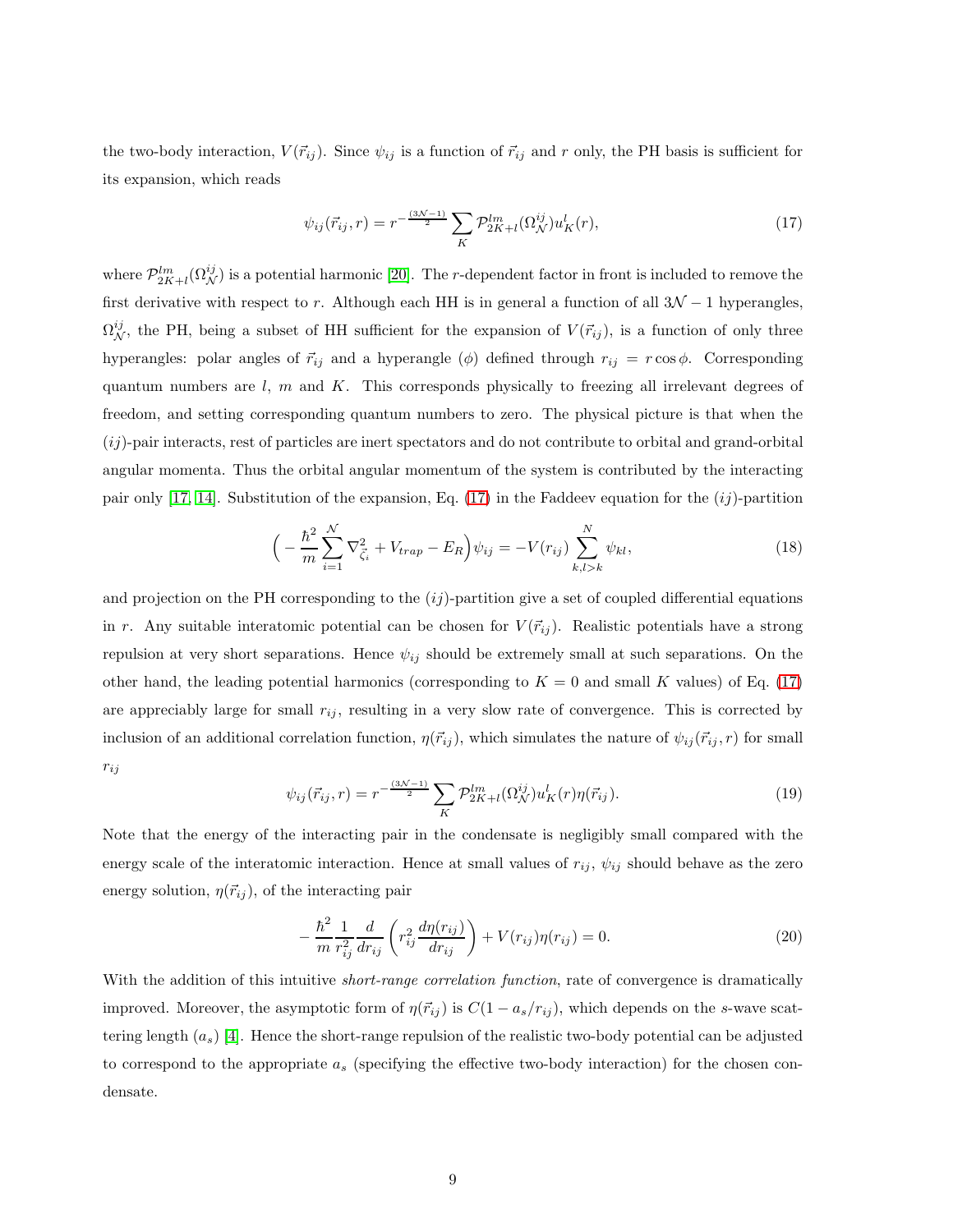the two-body interaction, $V(\vec{r}_{ij})$. Since $\psi_{ij}$ is a function of $\vec{r}_{ij}$ and $r$ only, the PH basis is sufficient for its expansion, which reads

$$\psi_{ij}(\vec{r}_{ij}, r) = r^{-\frac{(3\mathcal{N}-1)}{2}} \sum_K \mathcal{P}^{lm}_{2K+l}(\Omega^{ij}_{\mathcal{N}}) u^l_K(r), \tag{17}$$

where $\mathcal{P}^{lm}_{2K+l}(\Omega^{ij}_{\mathcal{N}})$ is a potential harmonic [20]. The $r$-dependent factor in front is included to remove the first derivative with respect to $r$. Although each HH is in general a function of all $3\mathcal{N}-1$ hyperangles, $\Omega^{ij}_{\mathcal{N}}$, the PH, being a subset of HH sufficient for the expansion of $V(\vec{r}_{ij})$, is a function of only three hyperangles: polar angles of $\vec{r}_{ij}$ and a hyperangle ($\phi$) defined through $r_{ij} = r\cos\phi$. Corresponding quantum numbers are $l$, $m$ and $K$. This corresponds physically to freezing all irrelevant degrees of freedom, and setting corresponding quantum numbers to zero. The physical picture is that when the $(ij)$-pair interacts, rest of particles are inert spectators and do not contribute to orbital and grand-orbital angular momenta. Thus the orbital angular momentum of the system is contributed by the interacting pair only [17, 14]. Substitution of the expansion, Eq. (17) in the Faddeev equation for the $(ij)$-partition

$$\Big(-\frac{\hbar^2}{m}\sum_{i=1}^{\mathcal{N}} \nabla^2_{\vec{\zeta}_i} + V_{trap} - E_R\Big)\psi_{ij} = -V(r_{ij})\sum_{k,l>k}^{N}\psi_{kl}, \tag{18}$$

and projection on the PH corresponding to the $(ij)$-partition give a set of coupled differential equations in $r$. Any suitable interatomic potential can be chosen for $V(\vec{r}_{ij})$. Realistic potentials have a strong repulsion at very short separations. Hence $\psi_{ij}$ should be extremely small at such separations. On the other hand, the leading potential harmonics (corresponding to $K=0$ and small $K$ values) of Eq. (17) are appreciably large for small $r_{ij}$, resulting in a very slow rate of convergence. This is corrected by inclusion of an additional correlation function, $\eta(\vec{r}_{ij})$, which simulates the nature of $\psi_{ij}(\vec{r}_{ij}, r)$ for small $r_{ij}$

$$\psi_{ij}(\vec{r}_{ij}, r) = r^{-\frac{(3\mathcal{N}-1)}{2}} \sum_K \mathcal{P}^{lm}_{2K+l}(\Omega^{ij}_{\mathcal{N}}) u^l_K(r)\eta(\vec{r}_{ij}). \tag{19}$$

Note that the energy of the interacting pair in the condensate is negligibly small compared with the energy scale of the interatomic interaction. Hence at small values of $r_{ij}$, $\psi_{ij}$ should behave as the zero energy solution, $\eta(\vec{r}_{ij})$, of the interacting pair

$$-\frac{\hbar^2}{m}\frac{1}{r_{ij}^2}\frac{d}{dr_{ij}}\left(r_{ij}^2\frac{d\eta(r_{ij})}{dr_{ij}}\right) + V(r_{ij})\eta(r_{ij}) = 0. \tag{20}$$

With the addition of this intuitive *short-range correlation function*, rate of convergence is dramatically improved. Moreover, the asymptotic form of $\eta(\vec{r}_{ij})$ is $C(1 - a_s/r_{ij})$, which depends on the $s$-wave scattering length ($a_s$) [4]. Hence the short-range repulsion of the realistic two-body potential can be adjusted to correspond to the appropriate $a_s$ (specifying the effective two-body interaction) for the chosen condensate.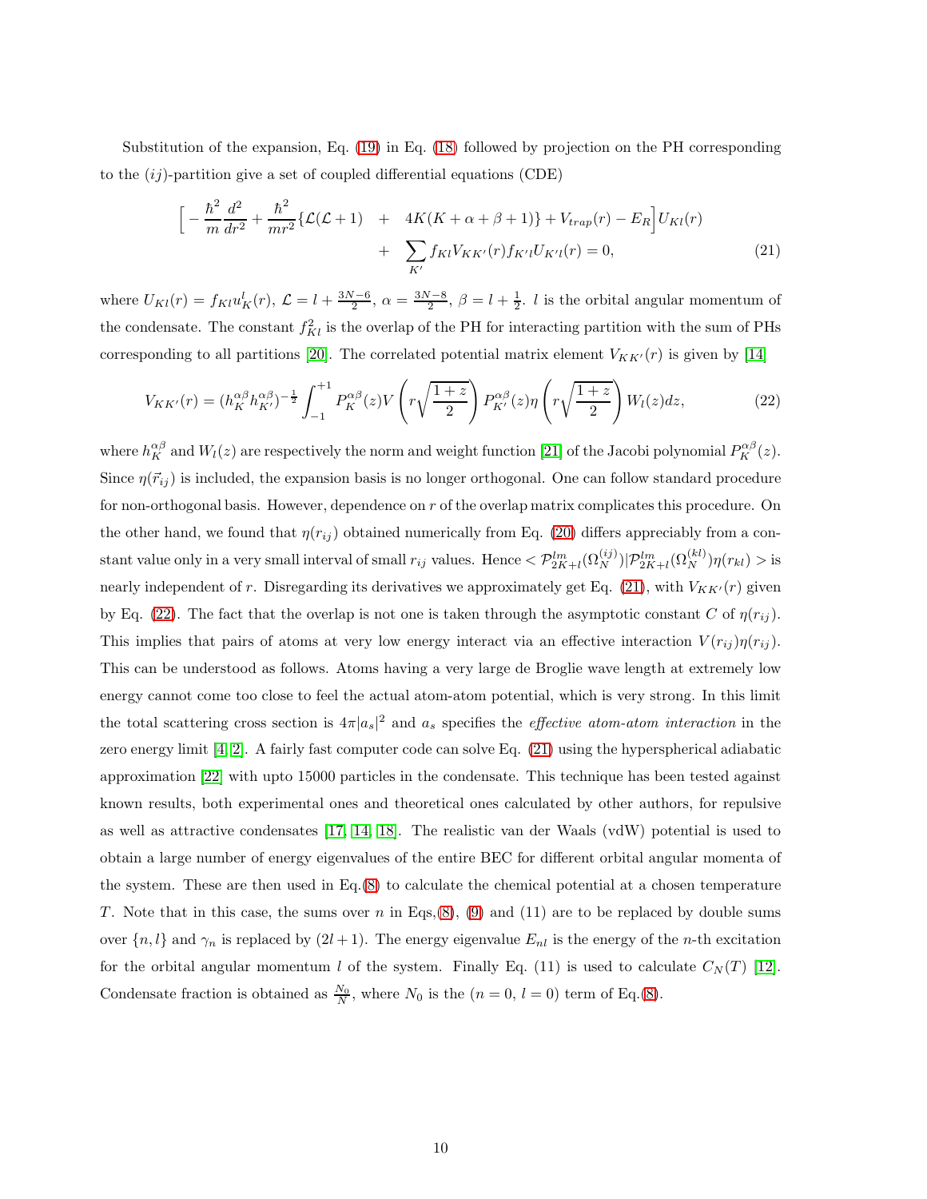Substitution of the expansion, Eq. (19) in Eq. (18) followed by projection on the PH corresponding to the $(ij)$-partition give a set of coupled differential equations (CDE)

$$
\begin{aligned}
\Big[ -\frac{\hbar^2}{m}\frac{d^2}{dr^2} + \frac{\hbar^2}{mr^2}\{\mathcal{L}(\mathcal{L}+1) &+ 4K(K+\alpha+\beta+1)\} + V_{trap}(r) - E_R\Big] U_{Kl}(r) \\
&+ \sum_{K'} f_{Kl} V_{KK'}(r) f_{K'l} U_{K'l}(r) = 0, 
\end{aligned} \tag{21}
$$

where $U_{Kl}(r) = f_{Kl}u_K^l(r)$, $\mathcal{L} = l + \frac{3N-6}{2}$, $\alpha = \frac{3N-8}{2}$, $\beta = l + \frac{1}{2}$. $l$ is the orbital angular momentum of the condensate. The constant $f_{Kl}^2$ is the overlap of the PH for interacting partition with the sum of PHs corresponding to all partitions [20]. The correlated potential matrix element $V_{KK'}(r)$ is given by [14]

$$
V_{KK'}(r) = (h_K^{\alpha\beta} h_{K'}^{\alpha\beta})^{-\frac{1}{2}} \int_{-1}^{+1} P_K^{\alpha\beta}(z) V\left(r\sqrt{\frac{1+z}{2}}\right) P_{K'}^{\alpha\beta}(z) \eta\left(r\sqrt{\frac{1+z}{2}}\right) W_l(z) dz, \tag{22}
$$

where $h_K^{\alpha\beta}$ and $W_l(z)$ are respectively the norm and weight function [21] of the Jacobi polynomial $P_K^{\alpha\beta}(z)$. Since $\eta(\vec{r}_{ij})$ is included, the expansion basis is no longer orthogonal. One can follow standard procedure for non-orthogonal basis. However, dependence on $r$ of the overlap matrix complicates this procedure. On the other hand, we found that $\eta(r_{ij})$ obtained numerically from Eq. (20) differs appreciably from a constant value only in a very small interval of small $r_{ij}$ values. Hence $< \mathcal{P}_{2K+l}^{lm}(\Omega_N^{(ij)}) | \mathcal{P}_{2K+l}^{lm}(\Omega_N^{(kl)}) \eta(r_{kl}) >$ is nearly independent of $r$. Disregarding its derivatives we approximately get Eq. (21), with $V_{KK'}(r)$ given by Eq. (22). The fact that the overlap is not one is taken through the asymptotic constant $C$ of $\eta(r_{ij})$. This implies that pairs of atoms at very low energy interact via an effective interaction $V(r_{ij})\eta(r_{ij})$. This can be understood as follows. Atoms having a very large de Broglie wave length at extremely low energy cannot come too close to feel the actual atom-atom potential, which is very strong. In this limit the total scattering cross section is $4\pi|a_s|^2$ and $a_s$ specifies the *effective atom-atom interaction* in the zero energy limit [4, 2]. A fairly fast computer code can solve Eq. (21) using the hyperspherical adiabatic approximation [22] with upto 15000 particles in the condensate. This technique has been tested against known results, both experimental ones and theoretical ones calculated by other authors, for repulsive as well as attractive condensates [17, 14, 18]. The realistic van der Waals (vdW) potential is used to obtain a large number of energy eigenvalues of the entire BEC for different orbital angular momenta of the system. These are then used in Eq.(8) to calculate the chemical potential at a chosen temperature $T$. Note that in this case, the sums over $n$ in Eqs,(8), (9) and (11) are to be replaced by double sums over $\{n, l\}$ and $\gamma_n$ is replaced by $(2l+1)$. The energy eigenvalue $E_{nl}$ is the energy of the $n$-th excitation for the orbital angular momentum $l$ of the system. Finally Eq. (11) is used to calculate $C_N(T)$ [12]. Condensate fraction is obtained as $\frac{N_0}{N}$, where $N_0$ is the $(n=0,\ l=0)$ term of Eq.(8).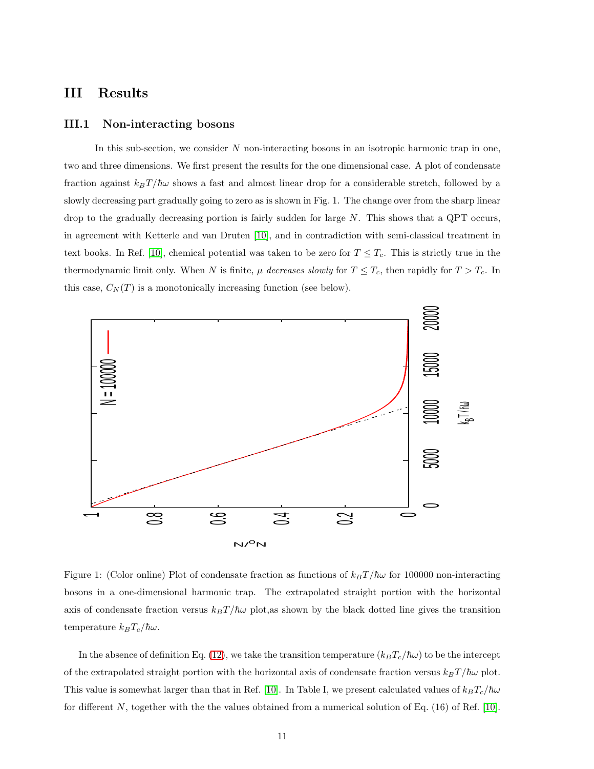# III Results

## III.1 Non-interacting bosons

In this sub-section, we consider $N$ non-interacting bosons in an isotropic harmonic trap in one, two and three dimensions. We first present the results for the one dimensional case. A plot of condensate fraction against $k_BT/\hbar\omega$ shows a fast and almost linear drop for a considerable stretch, followed by a slowly decreasing part gradually going to zero as is shown in Fig. 1. The change over from the sharp linear drop to the gradually decreasing portion is fairly sudden for large $N$. This shows that a QPT occurs, in agreement with Ketterle and van Druten [10], and in contradiction with semi-classical treatment in text books. In Ref. [10], chemical potential was taken to be zero for $T \leq T_c$. This is strictly true in the thermodynamic limit only. When $N$ is finite, $\mu$ *decreases slowly* for $T \leq T_c$, then rapidly for $T > T_c$. In this case, $C_N(T)$ is a monotonically increasing function (see below).

Figure 1: (Color online) Plot of condensate fraction as functions of $k_BT/\hbar\omega$ for 100000 non-interacting bosons in a one-dimensional harmonic trap. The extrapolated straight portion with the horizontal axis of condensate fraction versus $k_BT/\hbar\omega$ plot,as shown by the black dotted line gives the transition temperature $k_BT_c/\hbar\omega$.

In the absence of definition Eq. (12), we take the transition temperature ($k_BT_c/\hbar\omega$) to be the intercept of the extrapolated straight portion with the horizontal axis of condensate fraction versus $k_BT/\hbar\omega$ plot. This value is somewhat larger than that in Ref. [10]. In Table I, we present calculated values of $k_BT_c/\hbar\omega$ for different $N$, together with the the values obtained from a numerical solution of Eq. (16) of Ref. [10].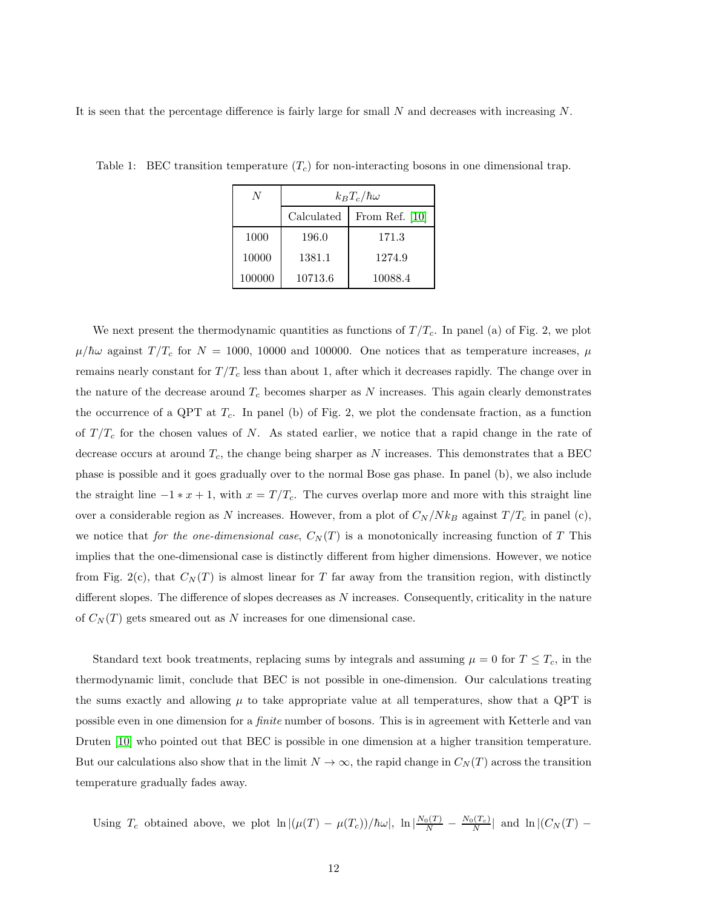It is seen that the percentage difference is fairly large for small $N$ and decreases with increasing $N$.

Table 1: BEC transition temperature ($T_c$) for non-interacting bosons in one dimensional trap.

| $N$ | $k_B T_c/\hbar\omega$ | |
|---|---|---|
| | Calculated | From Ref. [10] |
| 1000 | 196.0 | 171.3 |
| 10000 | 1381.1 | 1274.9 |
| 100000 | 10713.6 | 10088.4 |

We next present the thermodynamic quantities as functions of $T/T_c$. In panel (a) of Fig. 2, we plot $\mu/\hbar\omega$ against $T/T_c$ for $N$ = 1000, 10000 and 100000. One notices that as temperature increases, $\mu$ remains nearly constant for $T/T_c$ less than about 1, after which it decreases rapidly. The change over in the nature of the decrease around $T_c$ becomes sharper as $N$ increases. This again clearly demonstrates the occurrence of a QPT at $T_c$. In panel (b) of Fig. 2, we plot the condensate fraction, as a function of $T/T_c$ for the chosen values of $N$. As stated earlier, we notice that a rapid change in the rate of decrease occurs at around $T_c$, the change being sharper as $N$ increases. This demonstrates that a BEC phase is possible and it goes gradually over to the normal Bose gas phase. In panel (b), we also include the straight line $-1 * x + 1$, with $x = T/T_c$. The curves overlap more and more with this straight line over a considerable region as $N$ increases. However, from a plot of $C_N/Nk_B$ against $T/T_c$ in panel (c), we notice that *for the one-dimensional case*, $C_N(T)$ is a monotonically increasing function of $T$ This implies that the one-dimensional case is distinctly different from higher dimensions. However, we notice from Fig. 2(c), that $C_N(T)$ is almost linear for $T$ far away from the transition region, with distinctly different slopes. The difference of slopes decreases as $N$ increases. Consequently, criticality in the nature of $C_N(T)$ gets smeared out as $N$ increases for one dimensional case.

Standard text book treatments, replacing sums by integrals and assuming $\mu = 0$ for $T \leq T_c$, in the thermodynamic limit, conclude that BEC is not possible in one-dimension. Our calculations treating the sums exactly and allowing $\mu$ to take appropriate value at all temperatures, show that a QPT is possible even in one dimension for a *finite* number of bosons. This is in agreement with Ketterle and van Druten [10] who pointed out that BEC is possible in one dimension at a higher transition temperature. But our calculations also show that in the limit $N \to \infty$, the rapid change in $C_N(T)$ across the transition temperature gradually fades away.

Using $T_c$ obtained above, we plot $\ln|(\mu(T) - \mu(T_c))/\hbar\omega|$, $\ln|\frac{N_0(T)}{N} - \frac{N_0(T_c)}{N}|$ and $\ln|(C_N(T) -$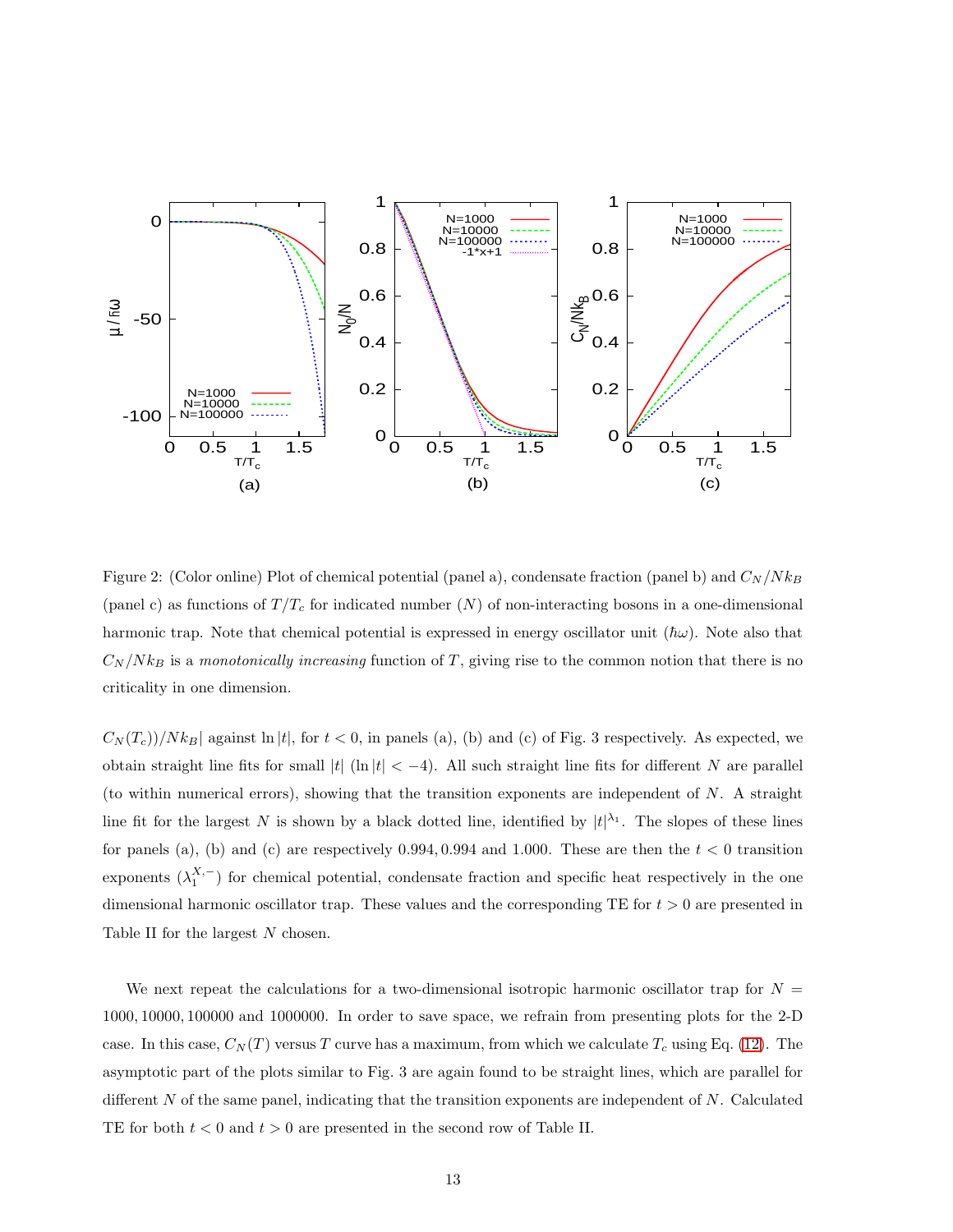Figure 2: (Color online) Plot of chemical potential (panel a), condensate fraction (panel b) and $C_N/Nk_B$ (panel c) as functions of $T/T_c$ for indicated number ($N$) of non-interacting bosons in a one-dimensional harmonic trap. Note that chemical potential is expressed in energy oscillator unit ($\hbar\omega$). Note also that $C_N/Nk_B$ is a *monotonically increasing* function of $T$, giving rise to the common notion that there is no criticality in one dimension.

$C_N(T_c))/Nk_B|$ against $\ln|t|$, for $t < 0$, in panels (a), (b) and (c) of Fig. 3 respectively. As expected, we obtain straight line fits for small $|t|$ ($\ln|t| < -4$). All such straight line fits for different $N$ are parallel (to within numerical errors), showing that the transition exponents are independent of $N$. A straight line fit for the largest $N$ is shown by a black dotted line, identified by $|t|^{\lambda_1}$. The slopes of these lines for panels (a), (b) and (c) are respectively 0.994, 0.994 and 1.000. These are then the $t < 0$ transition exponents ($\lambda_1^{X,-}$) for chemical potential, condensate fraction and specific heat respectively in the one dimensional harmonic oscillator trap. These values and the corresponding TE for $t > 0$ are presented in Table II for the largest $N$ chosen.

We next repeat the calculations for a two-dimensional isotropic harmonic oscillator trap for $N$ = 1000, 10000, 100000 and 1000000. In order to save space, we refrain from presenting plots for the 2-D case. In this case, $C_N(T)$ versus $T$ curve has a maximum, from which we calculate $T_c$ using Eq. (12). The asymptotic part of the plots similar to Fig. 3 are again found to be straight lines, which are parallel for different $N$ of the same panel, indicating that the transition exponents are independent of $N$. Calculated TE for both $t < 0$ and $t > 0$ are presented in the second row of Table II.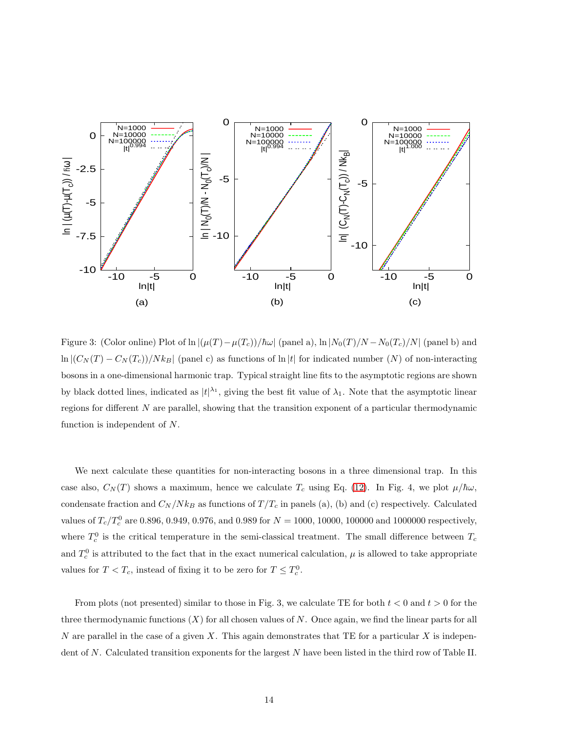Figure 3: (Color online) Plot of $\ln|(\mu(T) - \mu(T_c))/\hbar\omega|$ (panel a), $\ln|N_0(T)/N - N_0(T_c)/N|$ (panel b) and $\ln|(C_N(T) - C_N(T_c))/Nk_B|$ (panel c) as functions of $\ln|t|$ for indicated number ($N$) of non-interacting bosons in a one-dimensional harmonic trap. Typical straight line fits to the asymptotic regions are shown by black dotted lines, indicated as $|t|^{\lambda_1}$, giving the best fit value of $\lambda_1$. Note that the asymptotic linear regions for different $N$ are parallel, showing that the transition exponent of a particular thermodynamic function is independent of $N$.

We next calculate these quantities for non-interacting bosons in a three dimensional trap. In this case also, $C_N(T)$ shows a maximum, hence we calculate $T_c$ using Eq. (12). In Fig. 4, we plot $\mu/\hbar\omega$, condensate fraction and $C_N/Nk_B$ as functions of $T/T_c$ in panels (a), (b) and (c) respectively. Calculated values of $T_c/T_c^0$ are 0.896, 0.949, 0.976, and 0.989 for $N = 1000$, 10000, 100000 and 1000000 respectively, where $T_c^0$ is the critical temperature in the semi-classical treatment. The small difference between $T_c$ and $T_c^0$ is attributed to the fact that in the exact numerical calculation, $\mu$ is allowed to take appropriate values for $T < T_c$, instead of fixing it to be zero for $T \leq T_c^0$.

From plots (not presented) similar to those in Fig. 3, we calculate TE for both $t < 0$ and $t > 0$ for the three thermodynamic functions ($X$) for all chosen values of $N$. Once again, we find the linear parts for all $N$ are parallel in the case of a given $X$. This again demonstrates that TE for a particular $X$ is independent of $N$. Calculated transition exponents for the largest $N$ have been listed in the third row of Table II.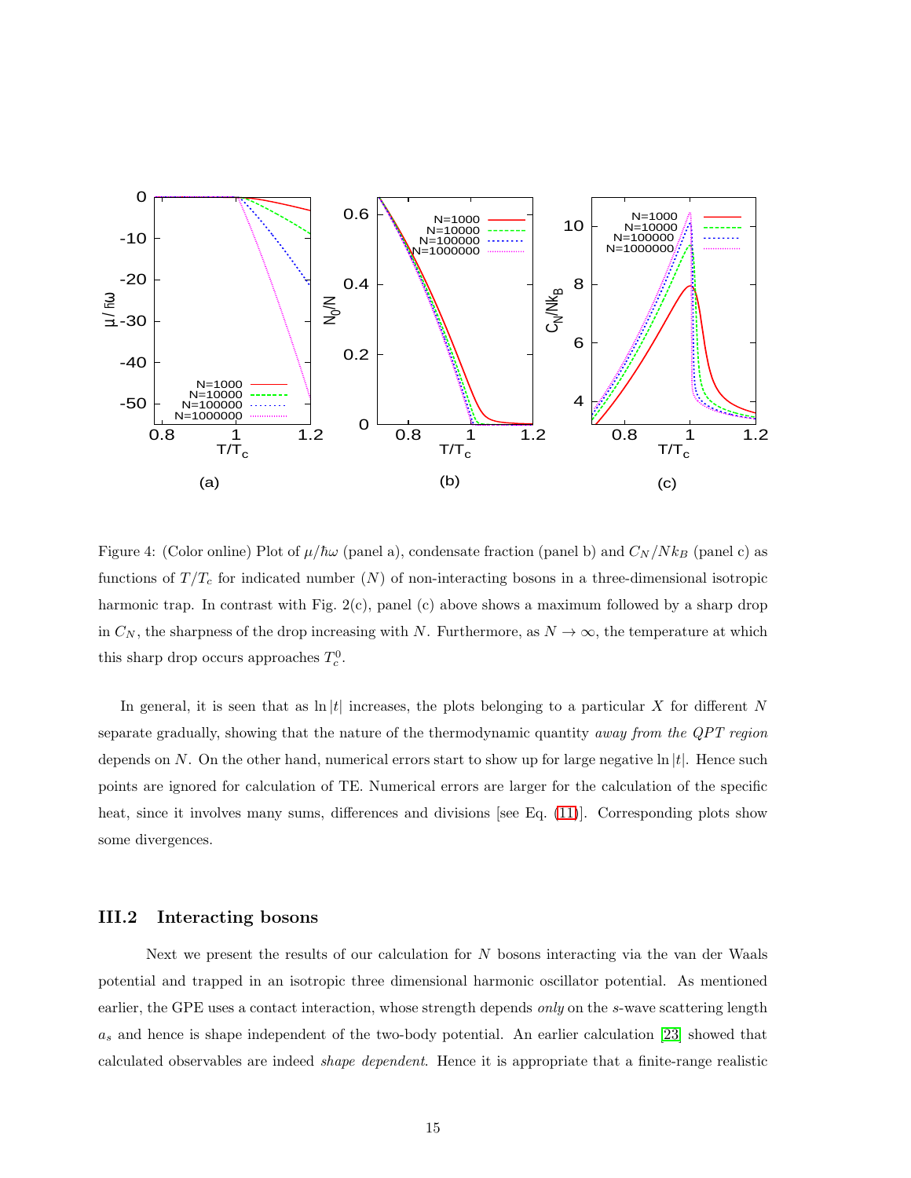Figure 4: (Color online) Plot of $\mu/\hbar\omega$ (panel a), condensate fraction (panel b) and $C_N/Nk_B$ (panel c) as functions of $T/T_c$ for indicated number ($N$) of non-interacting bosons in a three-dimensional isotropic harmonic trap. In contrast with Fig. 2(c), panel (c) above shows a maximum followed by a sharp drop in $C_N$, the sharpness of the drop increasing with $N$. Furthermore, as $N \to \infty$, the temperature at which this sharp drop occurs approaches $T_c^0$.

In general, it is seen that as $\ln|t|$ increases, the plots belonging to a particular $X$ for different $N$ separate gradually, showing that the nature of the thermodynamic quantity *away from the QPT region* depends on $N$. On the other hand, numerical errors start to show up for large negative $\ln|t|$. Hence such points are ignored for calculation of TE. Numerical errors are larger for the calculation of the specific heat, since it involves many sums, differences and divisions [see Eq. (11)]. Corresponding plots show some divergences.

### III.2 Interacting bosons

Next we present the results of our calculation for $N$ bosons interacting via the van der Waals potential and trapped in an isotropic three dimensional harmonic oscillator potential. As mentioned earlier, the GPE uses a contact interaction, whose strength depends *only* on the $s$-wave scattering length $a_s$ and hence is shape independent of the two-body potential. An earlier calculation [23] showed that calculated observables are indeed *shape dependent*. Hence it is appropriate that a finite-range realistic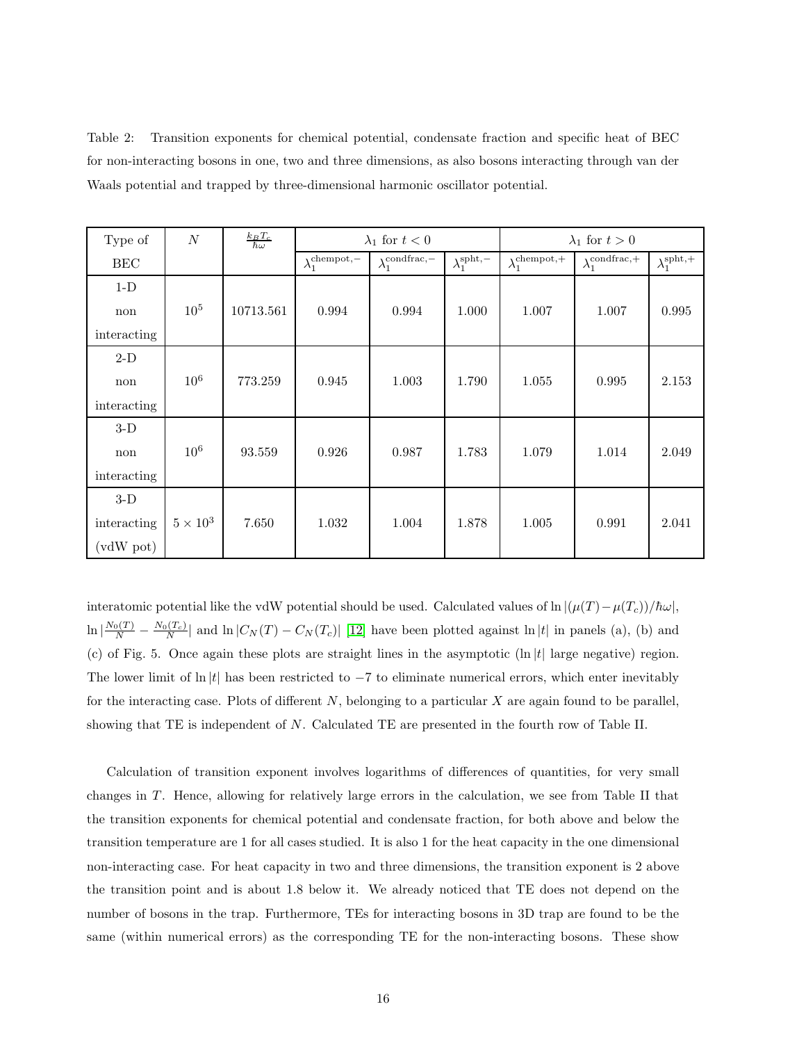Table 2: Transition exponents for chemical potential, condensate fraction and specific heat of BEC for non-interacting bosons in one, two and three dimensions, as also bosons interacting through van der Waals potential and trapped by three-dimensional harmonic oscillator potential.

| Type of BEC | $N$ | $\frac{k_B T_c}{\hbar\omega}$ | $\lambda_1$ for $t<0$ | | | $\lambda_1$ for $t>0$ | | |
|---|---|---|---|---|---|---|---|---|
| | | | $\lambda_1^{\text{chempot},-}$ | $\lambda_1^{\text{condfrac},-}$ | $\lambda_1^{\text{spht},-}$ | $\lambda_1^{\text{chempot},+}$ | $\lambda_1^{\text{condfrac},+}$ | $\lambda_1^{\text{spht},+}$ |
| 1-D non interacting | $10^5$ | 10713.561 | 0.994 | 0.994 | 1.000 | 1.007 | 1.007 | 0.995 |
| 2-D non interacting | $10^6$ | 773.259 | 0.945 | 1.003 | 1.790 | 1.055 | 0.995 | 2.153 |
| 3-D non interacting | $10^6$ | 93.559 | 0.926 | 0.987 | 1.783 | 1.079 | 1.014 | 2.049 |
| 3-D interacting (vdW pot) | $5\times 10^3$ | 7.650 | 1.032 | 1.004 | 1.878 | 1.005 | 0.991 | 2.041 |

interatomic potential like the vdW potential should be used. Calculated values of $\ln|(\mu(T)-\mu(T_c))/\hbar\omega|$, $\ln|\frac{N_0(T)}{N}-\frac{N_0(T_c)}{N}|$ and $\ln|C_N(T)-C_N(T_c)|$ [12] have been plotted against $\ln|t|$ in panels (a), (b) and (c) of Fig. 5. Once again these plots are straight lines in the asymptotic ($\ln|t|$ large negative) region. The lower limit of $\ln|t|$ has been restricted to $-7$ to eliminate numerical errors, which enter inevitably for the interacting case. Plots of different $N$, belonging to a particular $X$ are again found to be parallel, showing that TE is independent of $N$. Calculated TE are presented in the fourth row of Table II.

Calculation of transition exponent involves logarithms of differences of quantities, for very small changes in $T$. Hence, allowing for relatively large errors in the calculation, we see from Table II that the transition exponents for chemical potential and condensate fraction, for both above and below the transition temperature are 1 for all cases studied. It is also 1 for the heat capacity in the one dimensional non-interacting case. For heat capacity in two and three dimensions, the transition exponent is 2 above the transition point and is about 1.8 below it. We already noticed that TE does not depend on the number of bosons in the trap. Furthermore, TEs for interacting bosons in 3D trap are found to be the same (within numerical errors) as the corresponding TE for the non-interacting bosons. These show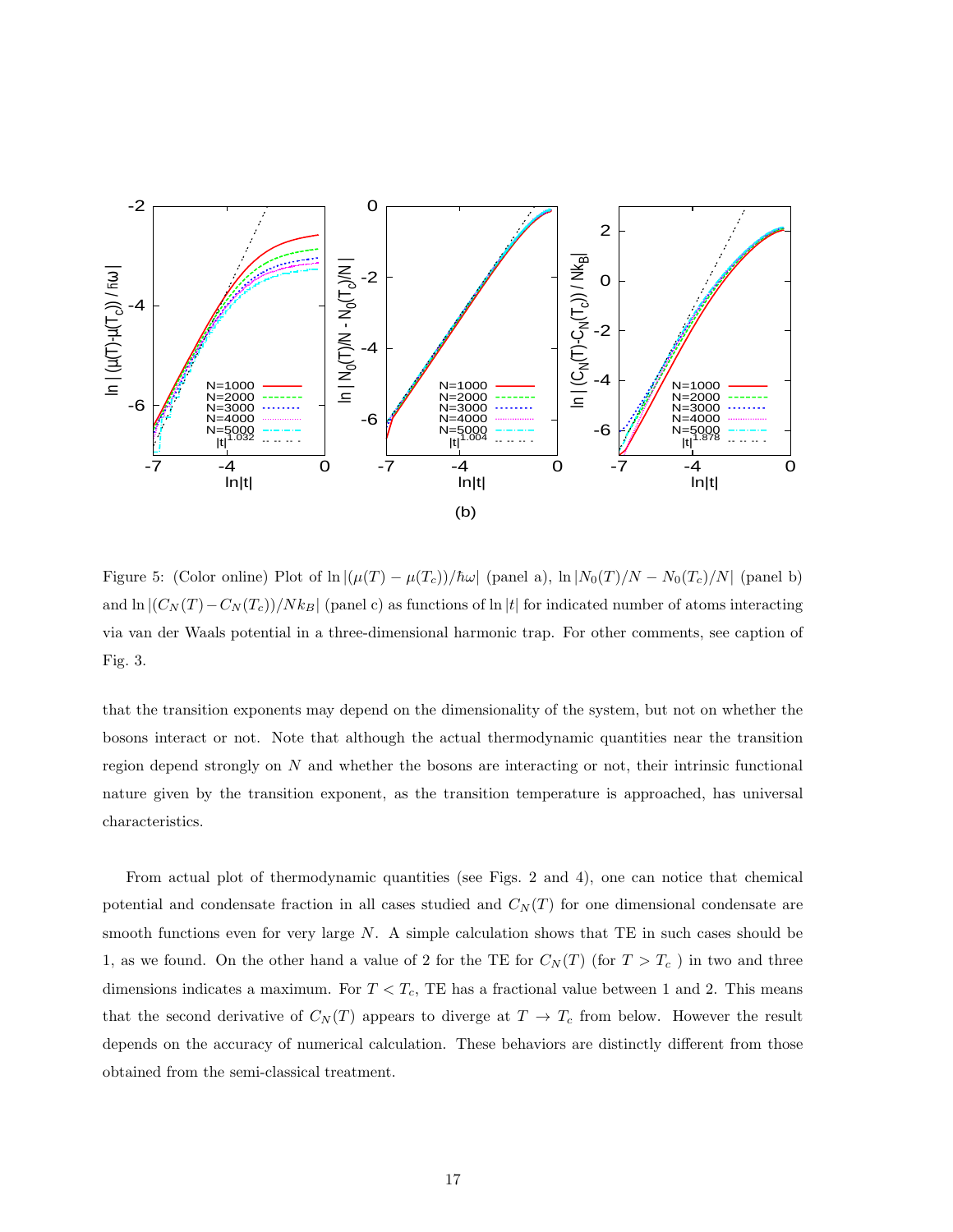Figure 5: (Color online) Plot of $\ln|(\mu(T) - \mu(T_c))/\hbar\omega|$ (panel a), $\ln|N_0(T)/N - N_0(T_c)/N|$ (panel b) and $\ln|(C_N(T) - C_N(T_c))/Nk_B|$ (panel c) as functions of $\ln|t|$ for indicated number of atoms interacting via van der Waals potential in a three-dimensional harmonic trap. For other comments, see caption of Fig. 3.

that the transition exponents may depend on the dimensionality of the system, but not on whether the bosons interact or not. Note that although the actual thermodynamic quantities near the transition region depend strongly on $N$ and whether the bosons are interacting or not, their intrinsic functional nature given by the transition exponent, as the transition temperature is approached, has universal characteristics.

From actual plot of thermodynamic quantities (see Figs. 2 and 4), one can notice that chemical potential and condensate fraction in all cases studied and $C_N(T)$ for one dimensional condensate are smooth functions even for very large $N$. A simple calculation shows that TE in such cases should be 1, as we found. On the other hand a value of 2 for the TE for $C_N(T)$ (for $T > T_c$ ) in two and three dimensions indicates a maximum. For $T < T_c$, TE has a fractional value between 1 and 2. This means that the second derivative of $C_N(T)$ appears to diverge at $T \to T_c$ from below. However the result depends on the accuracy of numerical calculation. These behaviors are distinctly different from those obtained from the semi-classical treatment.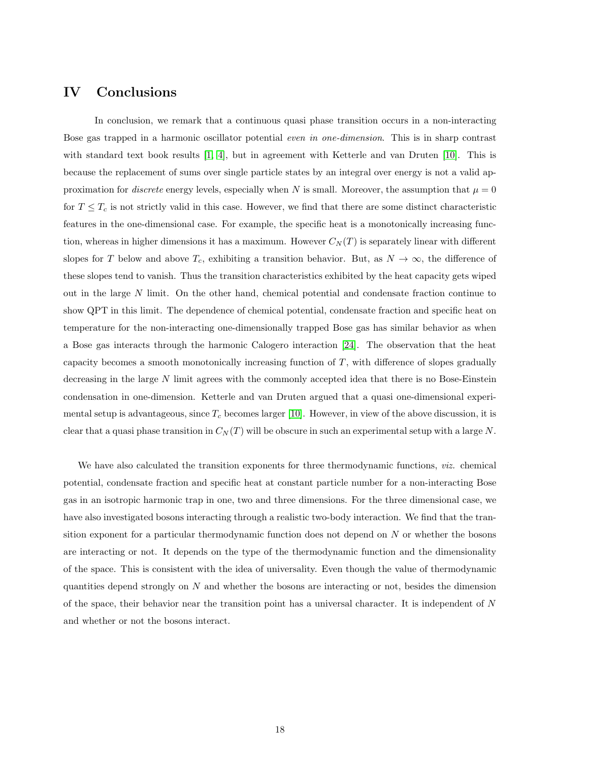## IV Conclusions

In conclusion, we remark that a continuous quasi phase transition occurs in a non-interacting Bose gas trapped in a harmonic oscillator potential *even in one-dimension*. This is in sharp contrast with standard text book results [1, 4], but in agreement with Ketterle and van Druten [10]. This is because the replacement of sums over single particle states by an integral over energy is not a valid approximation for *discrete* energy levels, especially when $N$ is small. Moreover, the assumption that $\mu = 0$ for $T \leq T_c$ is not strictly valid in this case. However, we find that there are some distinct characteristic features in the one-dimensional case. For example, the specific heat is a monotonically increasing function, whereas in higher dimensions it has a maximum. However $C_N(T)$ is separately linear with different slopes for $T$ below and above $T_c$, exhibiting a transition behavior. But, as $N \to \infty$, the difference of these slopes tend to vanish. Thus the transition characteristics exhibited by the heat capacity gets wiped out in the large $N$ limit. On the other hand, chemical potential and condensate fraction continue to show QPT in this limit. The dependence of chemical potential, condensate fraction and specific heat on temperature for the non-interacting one-dimensionally trapped Bose gas has similar behavior as when a Bose gas interacts through the harmonic Calogero interaction [24]. The observation that the heat capacity becomes a smooth monotonically increasing function of $T$, with difference of slopes gradually decreasing in the large $N$ limit agrees with the commonly accepted idea that there is no Bose-Einstein condensation in one-dimension. Ketterle and van Druten argued that a quasi one-dimensional experimental setup is advantageous, since $T_c$ becomes larger [10]. However, in view of the above discussion, it is clear that a quasi phase transition in $C_N(T)$ will be obscure in such an experimental setup with a large $N$.

We have also calculated the transition exponents for three thermodynamic functions, *viz.* chemical potential, condensate fraction and specific heat at constant particle number for a non-interacting Bose gas in an isotropic harmonic trap in one, two and three dimensions. For the three dimensional case, we have also investigated bosons interacting through a realistic two-body interaction. We find that the transition exponent for a particular thermodynamic function does not depend on $N$ or whether the bosons are interacting or not. It depends on the type of the thermodynamic function and the dimensionality of the space. This is consistent with the idea of universality. Even though the value of thermodynamic quantities depend strongly on $N$ and whether the bosons are interacting or not, besides the dimension of the space, their behavior near the transition point has a universal character. It is independent of $N$ and whether or not the bosons interact.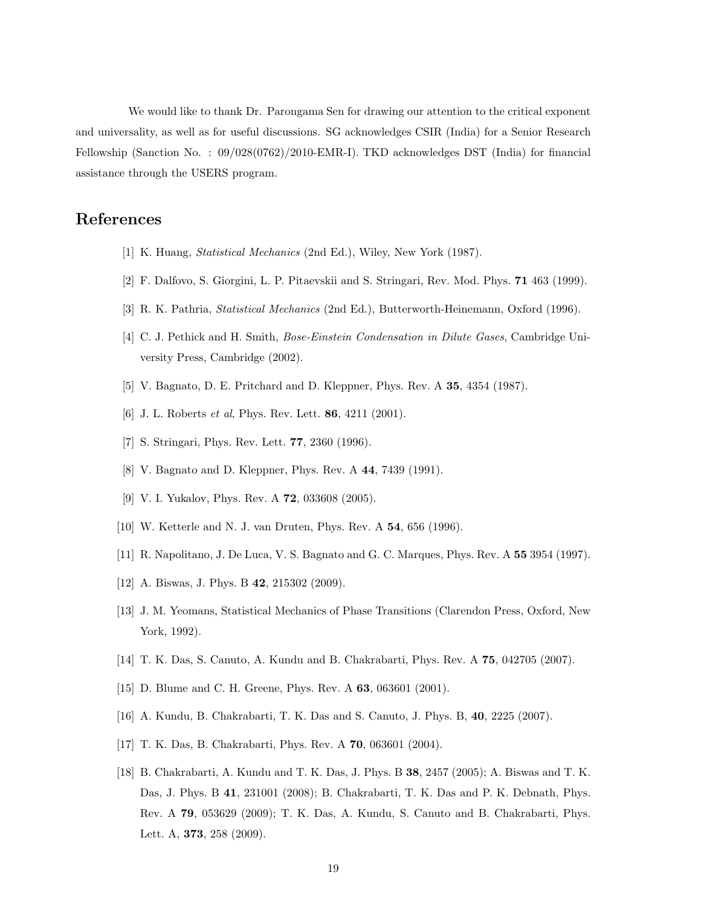We would like to thank Dr. Parongama Sen for drawing our attention to the critical exponent and universality, as well as for useful discussions. SG acknowledges CSIR (India) for a Senior Research Fellowship (Sanction No. : 09/028(0762)/2010-EMR-I). TKD acknowledges DST (India) for financial assistance through the USERS program.

# References

[1] K. Huang, *Statistical Mechanics* (2nd Ed.), Wiley, New York (1987).

[2] F. Dalfovo, S. Giorgini, L. P. Pitaevskii and S. Stringari, Rev. Mod. Phys. **71** 463 (1999).

[3] R. K. Pathria, *Statistical Mechanics* (2nd Ed.), Butterworth-Heinemann, Oxford (1996).

[4] C. J. Pethick and H. Smith, *Bose-Einstein Condensation in Dilute Gases*, Cambridge University Press, Cambridge (2002).

[5] V. Bagnato, D. E. Pritchard and D. Kleppner, Phys. Rev. A **35**, 4354 (1987).

[6] J. L. Roberts *et al*, Phys. Rev. Lett. **86**, 4211 (2001).

[7] S. Stringari, Phys. Rev. Lett. **77**, 2360 (1996).

[8] V. Bagnato and D. Kleppner, Phys. Rev. A **44**, 7439 (1991).

[9] V. I. Yukalov, Phys. Rev. A **72**, 033608 (2005).

[10] W. Ketterle and N. J. van Druten, Phys. Rev. A **54**, 656 (1996).

[11] R. Napolitano, J. De Luca, V. S. Bagnato and G. C. Marques, Phys. Rev. A **55** 3954 (1997).

[12] A. Biswas, J. Phys. B **42**, 215302 (2009).

[13] J. M. Yeomans, Statistical Mechanics of Phase Transitions (Clarendon Press, Oxford, New York, 1992).

[14] T. K. Das, S. Canuto, A. Kundu and B. Chakrabarti, Phys. Rev. A **75**, 042705 (2007).

[15] D. Blume and C. H. Greene, Phys. Rev. A **63**, 063601 (2001).

[16] A. Kundu, B. Chakrabarti, T. K. Das and S. Canuto, J. Phys. B, **40**, 2225 (2007).

[17] T. K. Das, B. Chakrabarti, Phys. Rev. A **70**, 063601 (2004).

[18] B. Chakrabarti, A. Kundu and T. K. Das, J. Phys. B **38**, 2457 (2005); A. Biswas and T. K. Das, J. Phys. B **41**, 231001 (2008); B. Chakrabarti, T. K. Das and P. K. Debnath, Phys. Rev. A **79**, 053629 (2009); T. K. Das, A. Kundu, S. Canuto and B. Chakrabarti, Phys. Lett. A, **373**, 258 (2009).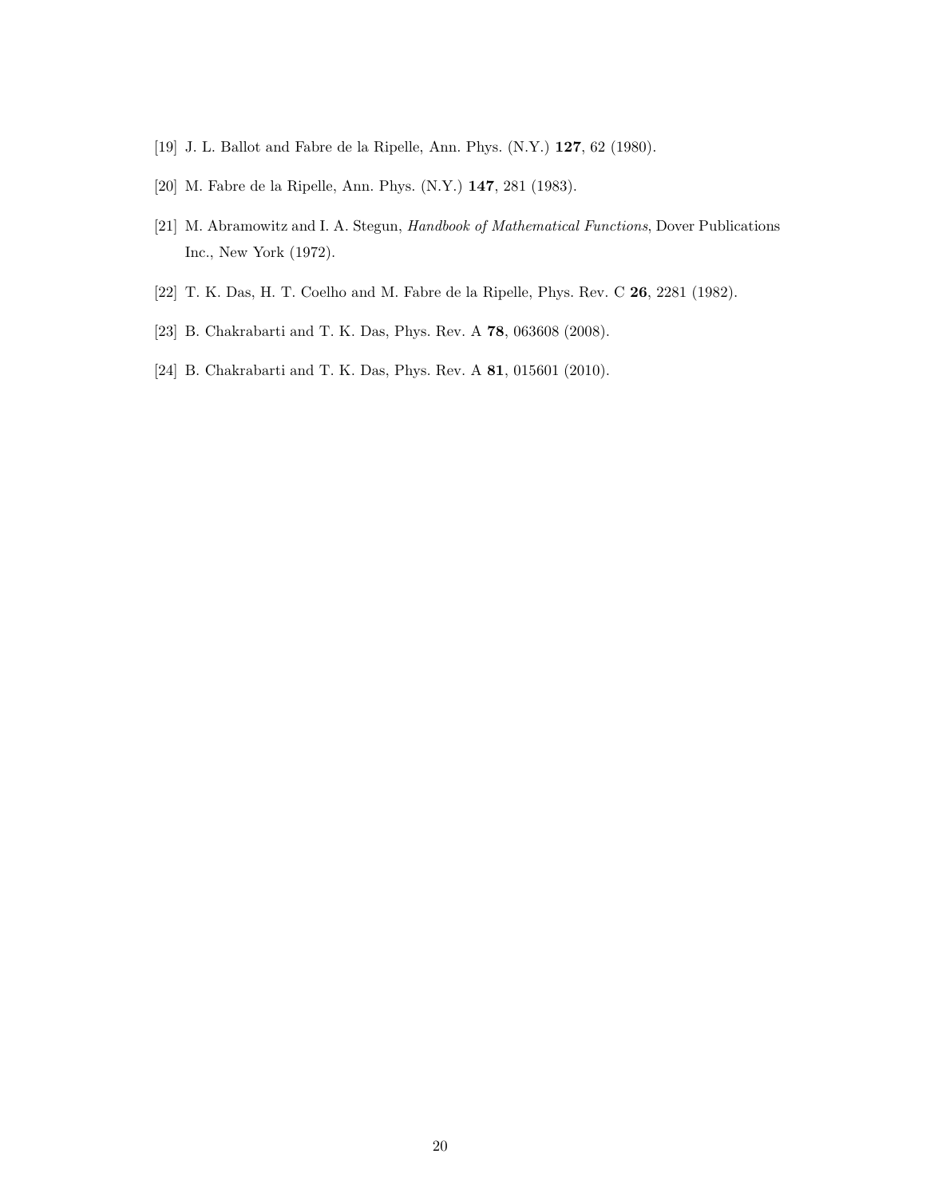[19] J. L. Ballot and Fabre de la Ripelle, Ann. Phys. (N.Y.) **127**, 62 (1980).

[20] M. Fabre de la Ripelle, Ann. Phys. (N.Y.) **147**, 281 (1983).

[21] M. Abramowitz and I. A. Stegun, *Handbook of Mathematical Functions*, Dover Publications Inc., New York (1972).

[22] T. K. Das, H. T. Coelho and M. Fabre de la Ripelle, Phys. Rev. C **26**, 2281 (1982).

[23] B. Chakrabarti and T. K. Das, Phys. Rev. A **78**, 063608 (2008).

[24] B. Chakrabarti and T. K. Das, Phys. Rev. A **81**, 015601 (2010).